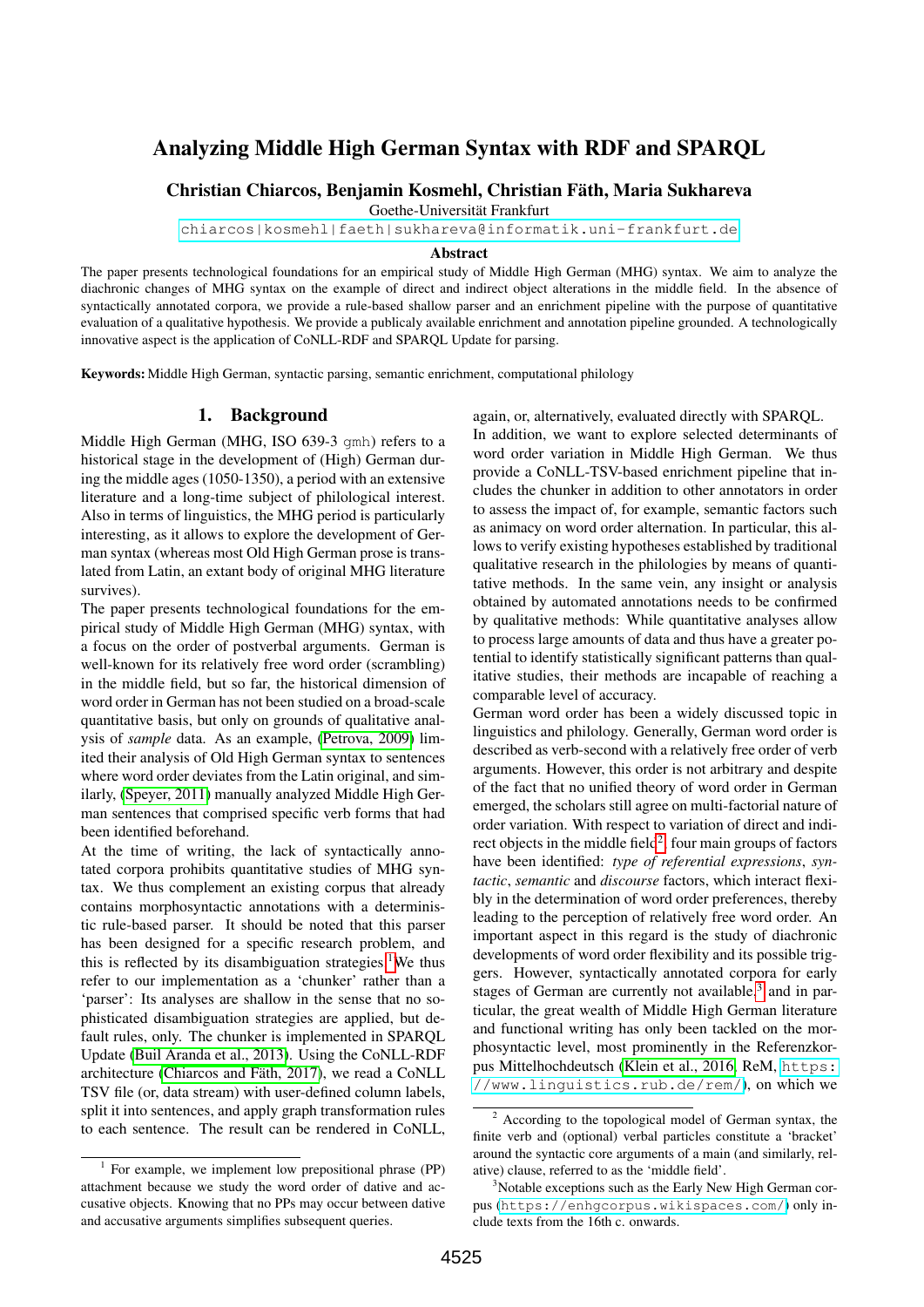# Analyzing Middle High German Syntax with RDF and SPARQL

**Christian Chiarcos, Benjamin Kosmehl, Christian Fäth, Maria Sukhareva**

Goethe-Universität Frankfurt

chiarcos|kosmehl|faeth|sukhareva@informatik.uni-frankfurt.de

### Abstract

The paper presents technological foundations for an empirical study of Middle High German (MHG) syntax. We aim to analyze the diachronic changes of MHG syntax on the example of direct and indirect object alterations in the middle field. In the absence of syntactically annotated corpora, we provide a rule-based shallow parser and an enrichment pipeline with the purpose of quantitative evaluation of a qualitative hypothesis. We provide a publicaly available enrichment and annotation pipeline grounded. A technologically innovative aspect is the application of CoNLL-RDF and SPARQL Update for parsing.

**Keywords:** Middle High German, syntactic parsing, semantic enrichment, computational philology

## 1. Background

Middle High German (MHG, ISO 639-3 `gmh`) refers to a historical stage in the development of (High) German during the middle ages (1050-1350), a period with an extensive literature and a long-time subject of philological interest. Also in terms of linguistics, the MHG period is particularly interesting, as it allows to explore the development of German syntax (whereas most Old High German prose is translated from Latin, an extant body of original MHG literature survives).

The paper presents technological foundations for the empirical study of Middle High German (MHG) syntax, with a focus on the order of postverbal arguments. German is well-known for its relatively free word order (scrambling) in the middle field, but so far, the historical dimension of word order in German has not been studied on a broad-scale quantitative basis, but only on grounds of qualitative analysis of *sample* data. As an example, (Petrova, 2009) limited their analysis of Old High German syntax to sentences where word order deviates from the Latin original, and similarly, (Speyer, 2011) manually analyzed Middle High German sentences that comprised specific verb forms that had been identified beforehand.

At the time of writing, the lack of syntactically annotated corpora prohibits quantitative studies of MHG syntax. We thus complement an existing corpus that already contains morphosyntactic annotations with a deterministic rule-based parser. It should be noted that this parser has been designed for a specific research problem, and this is reflected by its disambiguation strategies.[1] We thus refer to our implementation as a 'chunker' rather than a 'parser': Its analyses are shallow in the sense that no sophisticated disambiguation strategies are applied, but default rules, only. The chunker is implemented in SPARQL Update (Buil Aranda et al., 2013). Using the CoNLL-RDF architecture (Chiarcos and Fäth, 2017), we read a CoNLL TSV file (or, data stream) with user-defined column labels, split it into sentences, and apply graph transformation rules to each sentence. The result can be rendered in CoNLL, again, or, alternatively, evaluated directly with SPARQL.

In addition, we want to explore selected determinants of word order variation in Middle High German. We thus provide a CoNLL-TSV-based enrichment pipeline that includes the chunker in addition to other annotators in order to assess the impact of, for example, semantic factors such as animacy on word order alternation. In particular, this allows to verify existing hypotheses established by traditional qualitative research in the philologies by means of quantitative methods. In the same vein, any insight or analysis obtained by automated annotations needs to be confirmed by qualitative methods: While quantitative analyses allow to process large amounts of data and thus have a greater potential to identify statistically significant patterns than qualitative studies, their methods are incapable of reaching a comparable level of accuracy.

German word order has been a widely discussed topic in linguistics and philology. Generally, German word order is described as verb-second with a relatively free order of verb arguments. However, this order is not arbitrary and despite of the fact that no unified theory of word order in German emerged, the scholars still agree on multi-factorial nature of order variation. With respect to variation of direct and indirect objects in the middle field[2], four main groups of factors have been identified: *type of referential expressions*, *syntactic*, *semantic* and *discourse* factors, which interact flexibly in the determination of word order preferences, thereby leading to the perception of relatively free word order. An important aspect in this regard is the study of diachronic developments of word order flexibility and its possible triggers. However, syntactically annotated corpora for early stages of German are currently not available,[3] and in particular, the great wealth of Middle High German literature and functional writing has only been tackled on the morphosyntactic level, most prominently in the Referenzkorpus Mittelhochdeutsch (Klein et al., 2016, ReM, `https://www.linguistics.rub.de/rem/`), on which we

---

[1] For example, we implement low prepositional phrase (PP) attachment because we study the word order of dative and accusative objects. Knowing that no PPs may occur between dative and accusative arguments simplifies subsequent queries.

[2] According to the topological model of German syntax, the finite verb and (optional) verbal particles constitute a 'bracket' around the syntactic core arguments of a main (and similarly, relative) clause, referred to as the 'middle field'.

[3] Notable exceptions such as the Early New High German corpus (`https://enhgcorpus.wikispaces.com/`) only include texts from the 16th c. onwards.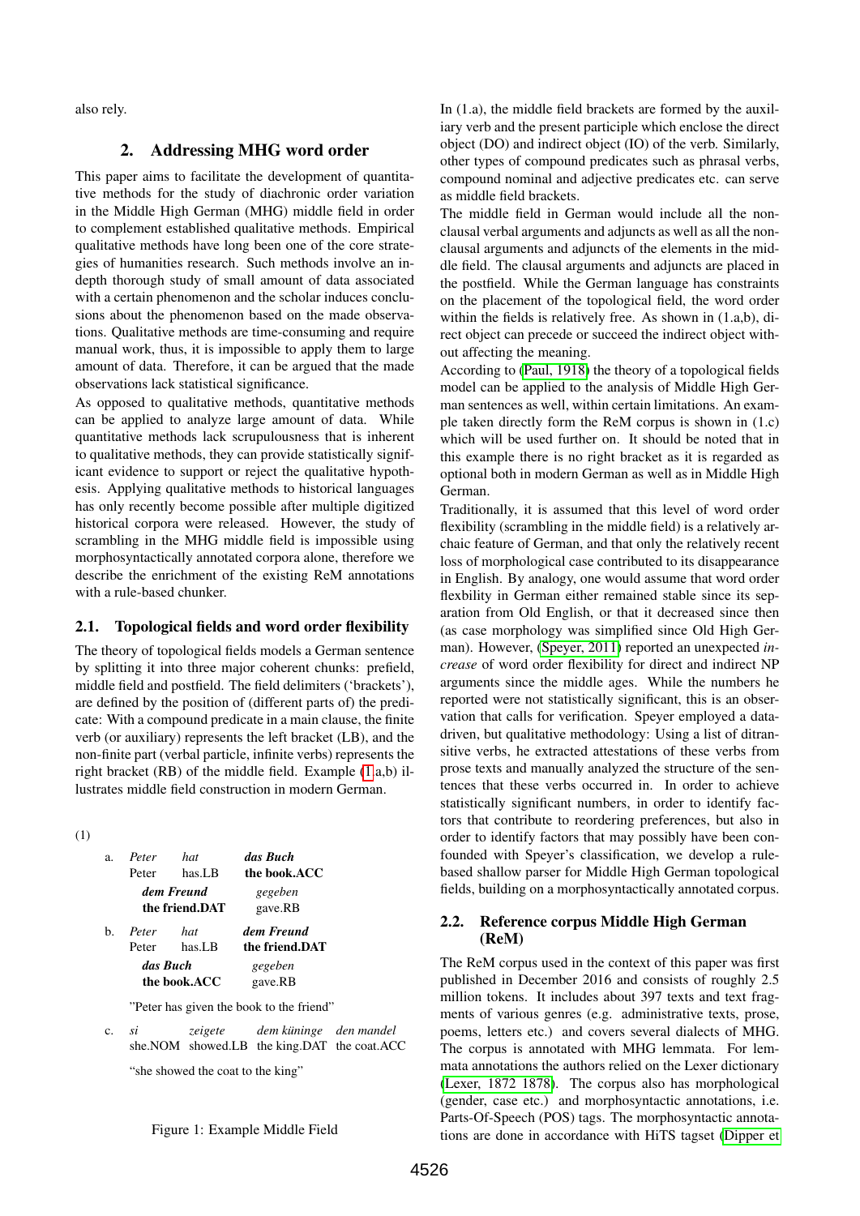also rely.

## 2. Addressing MHG word order

This paper aims to facilitate the development of quantitative methods for the study of diachronic order variation in the Middle High German (MHG) middle field in order to complement established qualitative methods. Empirical qualitative methods have long been one of the core strategies of humanities research. Such methods involve an in-depth thorough study of small amount of data associated with a certain phenomenon and the scholar induces conclusions about the phenomenon based on the made observations. Qualitative methods are time-consuming and require manual work, thus, it is impossible to apply them to large amount of data. Therefore, it can be argued that the made observations lack statistical significance.

As opposed to qualitative methods, quantitative methods can be applied to analyze large amount of data. While quantitative methods lack scrupulousness that is inherent to qualitative methods, they can provide statistically significant evidence to support or reject the qualitative hypothesis. Applying qualitative methods to historical languages has only recently become possible after multiple digitized historical corpora were released. However, the study of scrambling in the MHG middle field is impossible using morphosyntactically annotated corpora alone, therefore we describe the enrichment of the existing ReM annotations with a rule-based chunker.

### 2.1. Topological fields and word order flexibility

The theory of topological fields models a German sentence by splitting it into three major coherent chunks: prefield, middle field and postfield. The field delimiters ('brackets'), are defined by the position of (different parts of) the predicate: With a compound predicate in a main clause, the finite verb (or auxiliary) represents the left bracket (LB), and the non-finite part (verbal particle, infinite verbs) represents the right bracket (RB) of the middle field. Example (1.a,b) illustrates middle field construction in modern German.

(1)

a. *Peter* *hat* ***das Buch*** ***dem Freund*** *gegeben*
Peter has.LB **the book.ACC** **the friend.DAT** gave.RB

b. *Peter* *hat* ***dem Freund*** ***das Buch*** *gegeben*
Peter has.LB **the friend.DAT** **the book.ACC** gave.RB

"Peter has given the book to the friend"

c. *si* *zeigete* *dem küninge* *den mandel*
she.NOM showed.LB the king.DAT the coat.ACC

"she showed the coat to the king"

Figure 1: Example Middle Field

In (1.a), the middle field brackets are formed by the auxiliary verb and the present participle which enclose the direct object (DO) and indirect object (IO) of the verb. Similarly, other types of compound predicates such as phrasal verbs, compound nominal and adjective predicates etc. can serve as middle field brackets.

The middle field in German would include all the non-clausal verbal arguments and adjuncts as well as all the non-clausal arguments and adjuncts of the elements in the middle field. The clausal arguments and adjuncts are placed in the postfield. While the German language has constraints on the placement of the topological field, the word order within the fields is relatively free. As shown in (1.a,b), direct object can precede or succeed the indirect object without affecting the meaning.

According to (Paul, 1918) the theory of a topological fields model can be applied to the analysis of Middle High German sentences as well, within certain limitations. An example taken directly form the ReM corpus is shown in (1.c) which will be used further on. It should be noted that in this example there is no right bracket as it is regarded as optional both in modern German as well as in Middle High German.

Traditionally, it is assumed that this level of word order flexibility (scrambling in the middle field) is a relatively archaic feature of German, and that only the relatively recent loss of morphological case contributed to its disappearance in English. By analogy, one would assume that word order flexbility in German either remained stable since its separation from Old English, or that it decreased since then (as case morphology was simplified since Old High German). However, (Speyer, 2011) reported an unexpected *increase* of word order flexibility for direct and indirect NP arguments since the middle ages. While the numbers he reported were not statistically significant, this is an observation that calls for verification. Speyer employed a data-driven, but qualitative methodology: Using a list of ditransitive verbs, he extracted attestations of these verbs from prose texts and manually analyzed the structure of the sentences that these verbs occurred in. In order to achieve statistically significant numbers, in order to identify factors that contribute to reordering preferences, but also in order to identify factors that may possibly have been confounded with Speyer's classification, we develop a rule-based shallow parser for Middle High German topological fields, building on a morphosyntactically annotated corpus.

### 2.2. Reference corpus Middle High German (ReM)

The ReM corpus used in the context of this paper was first published in December 2016 and consists of roughly 2.5 million tokens. It includes about 397 texts and text fragments of various genres (e.g. administrative texts, prose, poems, letters etc.) and covers several dialects of MHG. The corpus is annotated with MHG lemmata. For lemmata annotations the authors relied on the Lexer dictionary (Lexer, 1872 1878). The corpus also has morphological (gender, case etc.) and morphosyntactic annotations, i.e. Parts-Of-Speech (POS) tags. The morphosyntactic annotations are done in accordance with HiTS tagset (Dipper et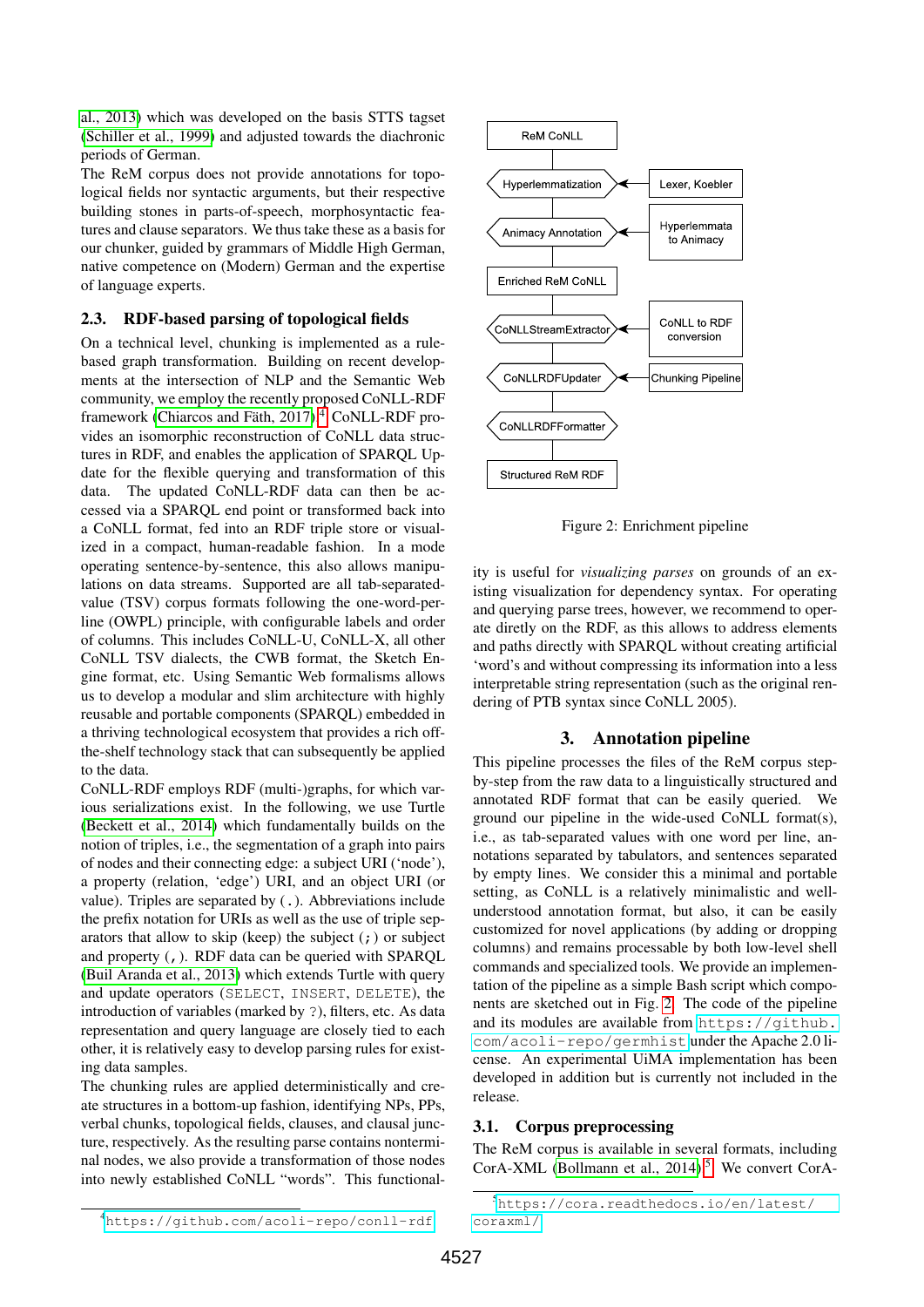al., 2013) which was developed on the basis STTS tagset (Schiller et al., 1999) and adjusted towards the diachronic periods of German.

The ReM corpus does not provide annotations for topological fields nor syntactic arguments, but their respective building stones in parts-of-speech, morphosyntactic features and clause separators. We thus take these as a basis for our chunker, guided by grammars of Middle High German, native competence on (Modern) German and the expertise of language experts.

## 2.3. RDF-based parsing of topological fields

On a technical level, chunking is implemented as a rule-based graph transformation. Building on recent developments at the intersection of NLP and the Semantic Web community, we employ the recently proposed CoNLL-RDF framework (Chiarcos and Fäth, 2017).[4] CoNLL-RDF provides an isomorphic reconstruction of CoNLL data structures in RDF, and enables the application of SPARQL Update for the flexible querying and transformation of this data. The updated CoNLL-RDF data can then be accessed via a SPARQL end point or transformed back into a CoNLL format, fed into an RDF triple store or visualized in a compact, human-readable fashion. In a mode operating sentence-by-sentence, this also allows manipulations on data streams. Supported are all tab-separated-value (TSV) corpus formats following the one-word-per-line (OWPL) principle, with configurable labels and order of columns. This includes CoNLL-U, CoNLL-X, all other CoNLL TSV dialects, the CWB format, the Sketch Engine format, etc. Using Semantic Web formalisms allows us to develop a modular and slim architecture with highly reusable and portable components (SPARQL) embedded in a thriving technological ecosystem that provides a rich off-the-shelf technology stack that can subsequently be applied to the data.

CoNLL-RDF employs RDF (multi-)graphs, for which various serializations exist. In the following, we use Turtle (Beckett et al., 2014) which fundamentally builds on the notion of triples, i.e., the segmentation of a graph into pairs of nodes and their connecting edge: a subject URI ('node'), a property (relation, 'edge') URI, and an object URI (or value). Triples are separated by (`.`). Abbreviations include the prefix notation for URIs as well as the use of triple separators that allow to skip (keep) the subject (`;`) or subject and property (`,`). RDF data can be queried with SPARQL (Buil Aranda et al., 2013) which extends Turtle with query and update operators (`SELECT`, `INSERT`, `DELETE`), the introduction of variables (marked by `?`), filters, etc. As data representation and query language are closely tied to each other, it is relatively easy to develop parsing rules for existing data samples.

The chunking rules are applied deterministically and create structures in a bottom-up fashion, identifying NPs, PPs, verbal chunks, topological fields, clauses, and clausal juncture, respectively. As the resulting parse contains nonterminal nodes, we also provide a transformation of those nodes into newly established CoNLL "words". This functionality is useful for *visualizing parses* on grounds of an existing visualization for dependency syntax. For operating and querying parse trees, however, we recommend to operate diretly on the RDF, as this allows to address elements and paths directly with SPARQL without creating artificial 'word's and without compressing its information into a less interpretable string representation (such as the original rendering of PTB syntax since CoNLL 2005).

[4] https://github.com/acoli-repo/conll-rdf

ReM CoNLL → Hyperlemmatization (← Lexer, Koebler) → Animacy Annotation (← Hyperlemmata to Animacy) → Enriched ReM CoNLL → CoNLLStreamExtractor (← CoNLL to RDF conversion) → CoNLLRDFUpdater (← Chunking Pipeline) → CoNLLRDFFormatter → Structured ReM RDF

Figure 2: Enrichment pipeline

# 3. Annotation pipeline

This pipeline processes the files of the ReM corpus step-by-step from the raw data to a linguistically structured and annotated RDF format that can be easily queried. We ground our pipeline in the wide-used CoNLL format(s), i.e., as tab-separated values with one word per line, annotations separated by tabulators, and sentences separated by empty lines. We consider this a minimal and portable setting, as CoNLL is a relatively minimalistic and well-understood annotation format, but also, it can be easily customized for novel applications (by adding or dropping columns) and remains processable by both low-level shell commands and specialized tools. We provide an implementation of the pipeline as a simple Bash script which components are sketched out in Fig. 2. The code of the pipeline and its modules are available from https://github.com/acoli-repo/germhist under the Apache 2.0 license. An experimental UiMA implementation has been developed in addition but is currently not included in the release.

## 3.1. Corpus preprocessing

The ReM corpus is available in several formats, including CorA-XML (Bollmann et al., 2014).[5] We convert CorA-

[5] https://cora.readthedocs.io/en/latest/coraxml/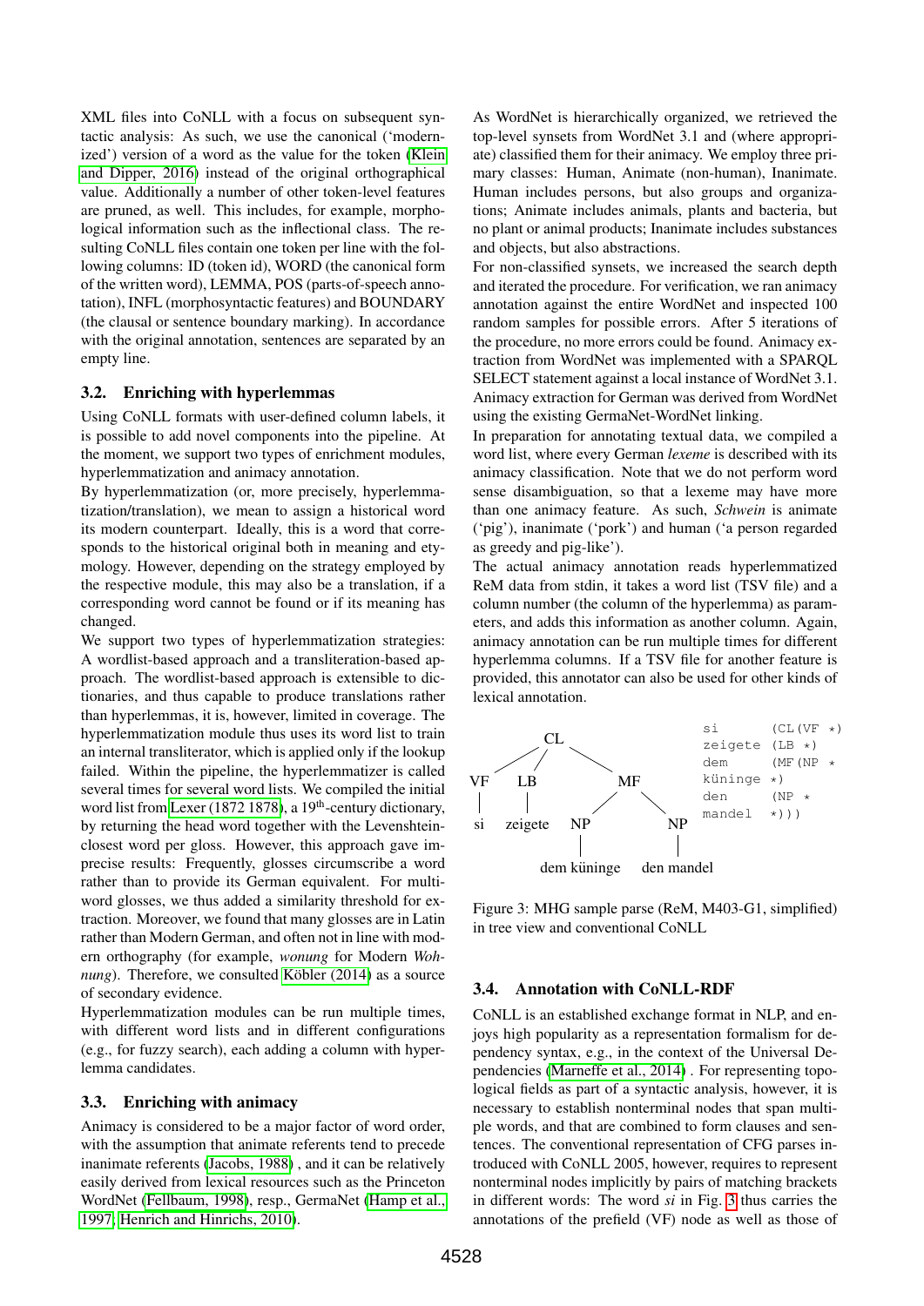XML files into CoNLL with a focus on subsequent syntactic analysis: As such, we use the canonical ('modernized') version of a word as the value for the token (Klein and Dipper, 2016) instead of the original orthographical value. Additionally a number of other token-level features are pruned, as well. This includes, for example, morphological information such as the inflectional class. The resulting CoNLL files contain one token per line with the following columns: ID (token id), WORD (the canonical form of the written word), LEMMA, POS (parts-of-speech annotation), INFL (morphosyntactic features) and BOUNDARY (the clausal or sentence boundary marking). In accordance with the original annotation, sentences are separated by an empty line.

### 3.2. Enriching with hyperlemmas

Using CoNLL formats with user-defined column labels, it is possible to add novel components into the pipeline. At the moment, we support two types of enrichment modules, hyperlemmatization and animacy annotation.

By hyperlemmatization (or, more precisely, hyperlemmatization/translation), we mean to assign a historical word its modern counterpart. Ideally, this is a word that corresponds to the historical original both in meaning and etymology. However, depending on the strategy employed by the respective module, this may also be a translation, if a corresponding word cannot be found or if its meaning has changed.

We support two types of hyperlemmatization strategies: A wordlist-based approach and a transliteration-based approach. The wordlist-based approach is extensible to dictionaries, and thus capable to produce translations rather than hyperlemmas, it is, however, limited in coverage. The hyperlemmatization module thus uses its word list to train an internal transliterator, which is applied only if the lookup failed. Within the pipeline, the hyperlemmatizer is called several times for several word lists. We compiled the initial word list from Lexer (1872 1878), a 19th-century dictionary, by returning the head word together with the Levenshtein-closest word per gloss. However, this approach gave imprecise results: Frequently, glosses circumscribe a word rather than to provide its German equivalent. For multi-word glosses, we thus added a similarity threshold for extraction. Moreover, we found that many glosses are in Latin rather than Modern German, and often not in line with modern orthography (for example, *wonung* for Modern *Wohnung*). Therefore, we consulted Köbler (2014) as a source of secondary evidence.

Hyperlemmatization modules can be run multiple times, with different word lists and in different configurations (e.g., for fuzzy search), each adding a column with hyperlemma candidates.

### 3.3. Enriching with animacy

Animacy is considered to be a major factor of word order, with the assumption that animate referents tend to precede inanimate referents (Jacobs, 1988) , and it can be relatively easily derived from lexical resources such as the Princeton WordNet (Fellbaum, 1998), resp., GermaNet (Hamp et al., 1997; Henrich and Hinrichs, 2010).

As WordNet is hierarchically organized, we retrieved the top-level synsets from WordNet 3.1 and (where appropriate) classified them for their animacy. We employ three primary classes: Human, Animate (non-human), Inanimate. Human includes persons, but also groups and organizations; Animate includes animals, plants and bacteria, but no plant or animal products; Inanimate includes substances and objects, but also abstractions.

For non-classified synsets, we increased the search depth and iterated the procedure. For verification, we ran animacy annotation against the entire WordNet and inspected 100 random samples for possible errors. After 5 iterations of the procedure, no more errors could be found. Animacy extraction from WordNet was implemented with a SPARQL SELECT statement against a local instance of WordNet 3.1. Animacy extraction for German was derived from WordNet using the existing GermaNet-WordNet linking.

In preparation for annotating textual data, we compiled a word list, where every German *lexeme* is described with its animacy classification. Note that we do not perform word sense disambiguation, so that a lexeme may have more than one animacy feature. As such, *Schwein* is animate ('pig'), inanimate ('pork') and human ('a person regarded as greedy and pig-like').

The actual animacy annotation reads hyperlemmatized ReM data from stdin, it takes a word list (TSV file) and a column number (the column of the hyperlemma) as parameters, and adds this information as another column. Again, animacy annotation can be run multiple times for different hyperlemma columns. If a TSV file for another feature is provided, this annotator can also be used for other kinds of lexical annotation.

```
(CL
  (VF si)
  (LB zeigete)
  (MF
    (NP dem küninge)
    (NP den mandel)))
```

```
si        (CL(VF *)
zeigete   (LB *)
dem       (MF(NP *
küninge   *)
den       (NP *
mandel    *)))
```

Figure 3: MHG sample parse (ReM, M403-G1, simplified) in tree view and conventional CoNLL

### 3.4. Annotation with CoNLL-RDF

CoNLL is an established exchange format in NLP, and enjoys high popularity as a representation formalism for dependency syntax, e.g., in the context of the Universal Dependencies (Marneffe et al., 2014) . For representing topological fields as part of a syntactic analysis, however, it is necessary to establish nonterminal nodes that span multiple words, and that are combined to form clauses and sentences. The conventional representation of CFG parses introduced with CoNLL 2005, however, requires to represent nonterminal nodes implicitly by pairs of matching brackets in different words: The word *si* in Fig. 3 thus carries the annotations of the prefield (VF) node as well as those of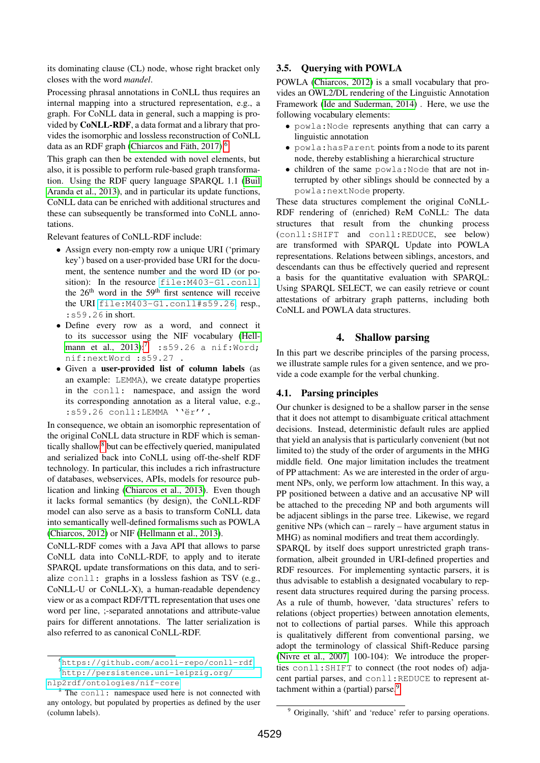its dominating clause (CL) node, whose right bracket only closes with the word *mandel*.

Processing phrasal annotations in CoNLL thus requires an internal mapping into a structured representation, e.g., a graph. For CoNLL data in general, such a mapping is provided by **CoNLL-RDF**, a data format and a library that provides the isomorphic and lossless reconstruction of CoNLL data as an RDF graph (Chiarcos and Fäth, 2017).[6]

This graph can then be extended with novel elements, but also, it is possible to perform rule-based graph transformation. Using the RDF query language SPARQL 1.1 (Buil Aranda et al., 2013), and in particular its update functions, CoNLL data can be enriched with additional structures and these can subsequently be transformed into CoNLL annotations.

Relevant features of CoNLL-RDF include:

- Assign every non-empty row a unique URI ('primary key') based on a user-provided base URI for the document, the sentence number and the word ID (or position): In the resource `file:M403-G1.conll` the 26th word in the 59th first sentence will receive the URI `file:M403-G1.conll#s59.26`, resp., `:s59.26` in short.
- Define every row as a word, and connect it to its successor using the NIF vocabulary (Hellmann et al., 2013):[7] `:s59.26 a nif:Word; nif:nextWord :s59.27 .`
- Given a **user-provided list of column labels** (as an example: `LEMMA`), we create datatype properties in the `conll:` namespace, and assign the word its corresponding annotation as a literal value, e.g., `:s59.26 conll:LEMMA ''ër''.`

In consequence, we obtain an isomorphic representation of the original CoNLL data structure in RDF which is semantically shallow[8] but can be effectively queried, manipulated and serialized back into CoNLL using off-the-shelf RDF technology. In particular, this includes a rich infrastructure of databases, webservices, APIs, models for resource publication and linking (Chiarcos et al., 2013). Even though it lacks formal semantics (by design), the CoNLL-RDF model can also serve as a basis to transform CoNLL data into semantically well-defined formalisms such as POWLA (Chiarcos, 2012) or NIF (Hellmann et al., 2013).

CoNLL-RDF comes with a Java API that allows to parse CoNLL data into CoNLL-RDF, to apply and to iterate SPARQL update transformations on this data, and to serialize `conll:` graphs in a lossless fashion as TSV (e.g., CoNLL-U or CoNLL-X), a human-readable dependency view or as a compact RDF/TTL representation that uses one word per line, ;-separated annotations and attribute-value pairs for different annotations. The latter serialization is also referred to as canonical CoNLL-RDF.

### 3.5. Querying with POWLA

POWLA (Chiarcos, 2012) is a small vocabulary that provides an OWL2/DL rendering of the Linguistic Annotation Framework (Ide and Suderman, 2014). Here, we use the following vocabulary elements:

- `powla:Node` represents anything that can carry a linguistic annotation
- `powla:hasParent` points from a node to its parent node, thereby establishing a hierarchical structure
- children of the same `powla:Node` that are not interrupted by other siblings should be connected by a `powla:nextNode` property.

These data structures complement the original CoNLL-RDF rendering of (enriched) ReM CoNLL: The data structures that result from the chunking process (`conll:SHIFT` and `conll:REDUCE`, see below) are transformed with SPARQL Update into POWLA representations. Relations between siblings, ancestors, and descendants can thus be effectively queried and represent a basis for the quantitative evaluation with SPARQL: Using SPARQL SELECT, we can easily retrieve or count attestations of arbitrary graph patterns, including both CoNLL and POWLA data structures.

## 4. Shallow parsing

In this part we describe principles of the parsing process, we illustrate sample rules for a given sentence, and we provide a code example for the verbal chunking.

### 4.1. Parsing principles

Our chunker is designed to be a shallow parser in the sense that it does not attempt to disambiguate critical attachment decisions. Instead, deterministic default rules are applied that yield an analysis that is particularly convenient (but not limited to) the study of the order of arguments in the MHG middle field. One major limitation includes the treatment of PP attachment: As we are interested in the order of argument NPs, only, we perform low attachment. In this way, a PP positioned between a dative and an accusative NP will be attached to the preceding NP and both arguments will be adjacent siblings in the parse tree. Likewise, we regard genitive NPs (which can – rarely – have argument status in MHG) as nominal modifiers and treat them accordingly.

SPARQL by itself does support unrestricted graph transformation, albeit grounded in URI-defined properties and RDF resources. For implementing syntactic parsers, it is thus advisable to establish a designated vocabulary to represent data structures required during the parsing process. As a rule of thumb, however, 'data structures' refers to relations (object properties) between annotation elements, not to collections of partial parses. While this approach is qualitatively different from conventional parsing, we adopt the terminology of classical Shift-Reduce parsing (Nivre et al., 2007, 100-104): We introduce the properties `conll:SHIFT` to connect (the root nodes of) adjacent partial parses, and `conll:REDUCE` to represent attachment within a (partial) parse.[9]

---

[6] https://github.com/acoli-repo/conll-rdf

[7] http://persistence.uni-leipzig.org/nlp2rdf/ontologies/nif-core

[8] The `conll:` namespace used here is not connected with any ontology, but populated by properties as defined by the user (column labels).

[9] Originally, 'shift' and 'reduce' refer to parsing operations.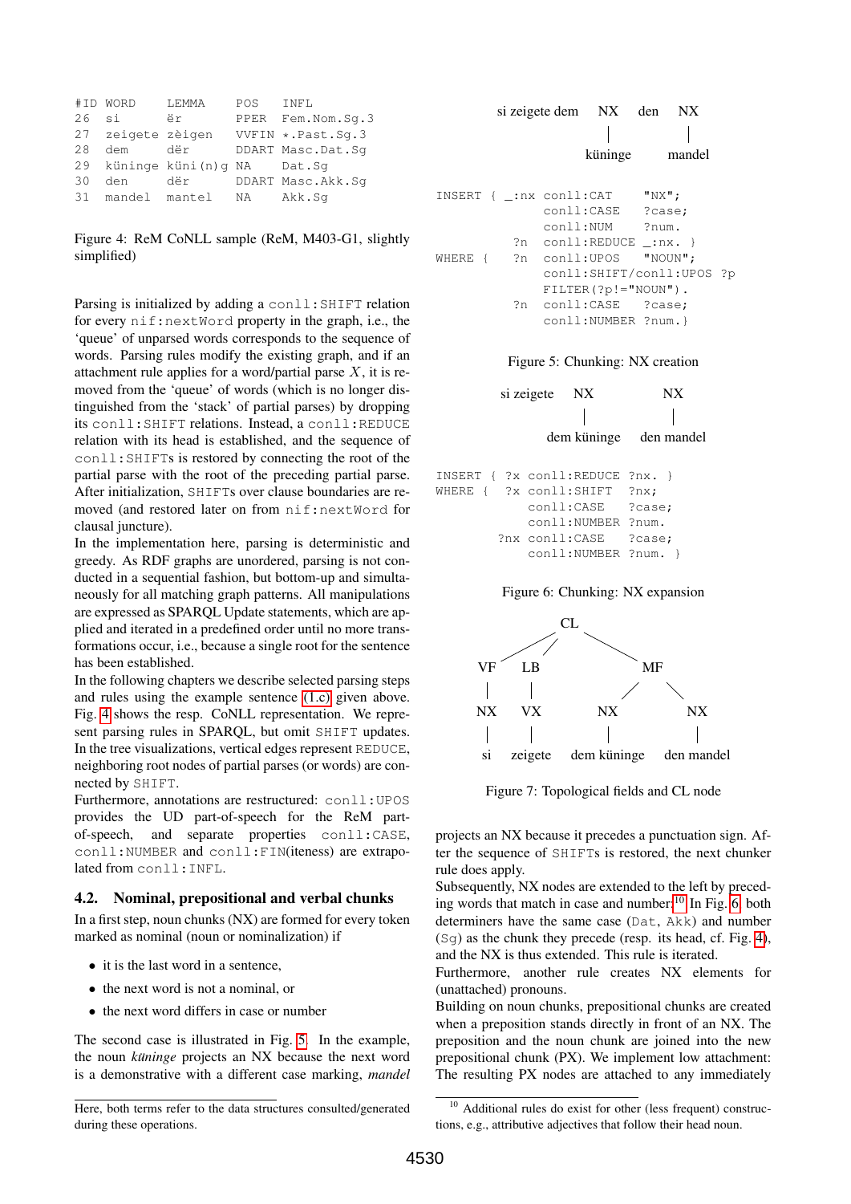```
#ID WORD    LEMMA     POS    INFL
26  si      ër        PPER   Fem.Nom.Sg.3
27  zeigete zèigen    VVFIN  *.Past.Sg.3
28  dem     dër       DDART  Masc.Dat.Sg
29  küninge küni(n)g  NA     Dat.Sg
30  den     dër       DDART  Masc.Akk.Sg
31  mandel  mantel    NA     Akk.Sg
```

Figure 4: ReM CoNLL sample (ReM, M403-G1, slightly simplified)

Parsing is initialized by adding a `conll:SHIFT` relation for every `nif:nextWord` property in the graph, i.e., the 'queue' of unparsed words corresponds to the sequence of words. Parsing rules modify the existing graph, and if an attachment rule applies for a word/partial parse $X$, it is removed from the 'queue' of words (which is no longer distinguished from the 'stack' of partial parses) by dropping its `conll:SHIFT` relations. Instead, a `conll:REDUCE` relation with its head is established, and the sequence of `conll:SHIFT`s is restored by connecting the root of the partial parse with the root of the preceding partial parse. After initialization, `SHIFT`s over clause boundaries are removed (and restored later on from `nif:nextWord` for clausal juncture).

In the implementation here, parsing is deterministic and greedy. As RDF graphs are unordered, parsing is not conducted in a sequential fashion, but bottom-up and simultaneously for all matching graph patterns. All manipulations are expressed as SPARQL Update statements, which are applied and iterated in a predefined order until no more transformations occur, i.e., because a single root for the sentence has been established.

In the following chapters we describe selected parsing steps and rules using the example sentence (1.c) given above. Fig. 4 shows the resp. CoNLL representation. We represent parsing rules in SPARQL, but omit `SHIFT` updates. In the tree visualizations, vertical edges represent `REDUCE`, neighboring root nodes of partial parses (or words) are connected by `SHIFT`.

Furthermore, annotations are restructured: `conll:UPOS` provides the UD part-of-speech for the ReM part-of-speech, and separate properties `conll:CASE`, `conll:NUMBER` and `conll:FIN`(iteness) are extrapolated from `conll:INFL`.

## 4.2. Nominal, prepositional and verbal chunks

In a first step, noun chunks (NX) are formed for every token marked as nominal (noun or nominalization) if

- it is the last word in a sentence,
- the next word is not a nominal, or
- the next word differs in case or number

The second case is illustrated in Fig. 5. In the example, the noun *küninge* projects an NX because the next word is a demonstrative with a different case marking, *mandel*

Here, both terms refer to the data structures consulted/generated during these operations.

```
si zeigete dem   NX      den   NX
                 |             |
              küninge        mandel
```

```
INSERT { _:nx conll:CAT      "NX";
              conll:CASE     ?case;
              conll:NUM      ?num.
         ?n   conll:REDUCE   _:nx. }
WHERE  { ?n   conll:UPOS     "NOUN";
              conll:SHIFT/conll:UPOS ?p
              FILTER(?p!="NOUN").
         ?n   conll:CASE     ?case;
              conll:NUMBER   ?num.}
```

Figure 5: Chunking: NX creation

```
si zeigete   NX            NX
             |             |
        dem küninge    den mandel
```

```
INSERT { ?x conll:REDUCE ?nx. }
WHERE  { ?x conll:SHIFT  ?nx;
            conll:CASE   ?case;
            conll:NUMBER ?num.
        ?nx conll:CASE   ?case;
            conll:NUMBER ?num. }
```

Figure 6: Chunking: NX expansion

```
              CL
            /  |   \
         VF   LB    MF
         |    |    /   \
        NX   VX   NX    NX
         |    |    |     |
        si zeigete dem küninge den mandel
```

Figure 7: Topological fields and CL node

projects an NX because it precedes a punctuation sign. After the sequence of `SHIFT`s is restored, the next chunker rule does apply.

Subsequently, NX nodes are extended to the left by preceding words that match in case and number.[10] In Fig. 6, both determiners have the same case (`Dat`, `Akk`) and number (`Sg`) as the chunk they precede (resp. its head, cf. Fig. 4), and the NX is thus extended. This rule is iterated.

Furthermore, another rule creates NX elements for (unattached) pronouns.

Building on noun chunks, prepositional chunks are created when a preposition stands directly in front of an NX. The preposition and the noun chunk are joined into the new prepositional chunk (PX). We implement low attachment: The resulting PX nodes are attached to any immediately

[10] Additional rules do exist for other (less frequent) constructions, e.g., attributive adjectives that follow their head noun.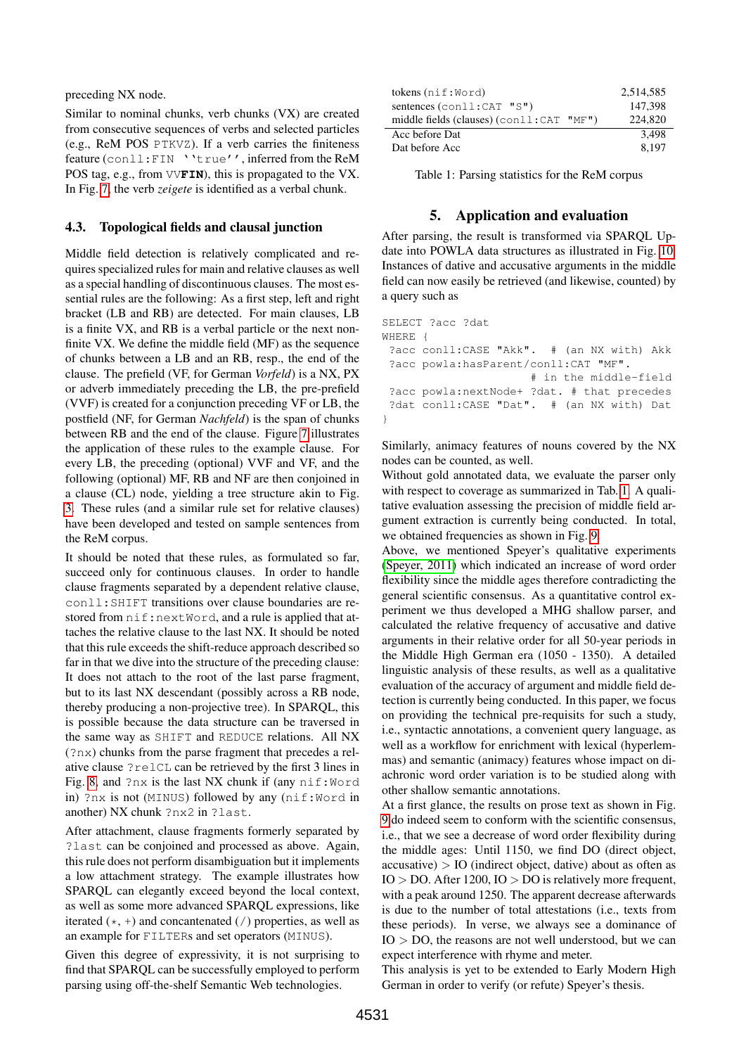preceding NX node.

Similar to nominal chunks, verb chunks (VX) are created from consecutive sequences of verbs and selected particles (e.g., ReM POS PTKVZ). If a verb carries the finiteness feature (conll:FIN ''true''), inferred from the ReM POS tag, e.g., from VV**FIN**), this is propagated to the VX. In Fig. 7, the verb *zeigete* is identified as a verbal chunk.

### 4.3. Topological fields and clausal junction

Middle field detection is relatively complicated and requires specialized rules for main and relative clauses as well as a special handling of discontinuous clauses. The most essential rules are the following: As a first step, left and right bracket (LB and RB) are detected. For main clauses, LB is a finite VX, and RB is a verbal particle or the next non-finite VX. We define the middle field (MF) as the sequence of chunks between an LB and an RB, resp., the end of the clause. The prefield (VF, for German *Vorfeld*) is a NX, PX or adverb immediately preceding the LB, the pre-prefield (VVF) is created for a conjunction preceding VF or LB, the postfield (NF, for German *Nachfeld*) is the span of chunks between RB and the end of the clause. Figure 7 illustrates the application of these rules to the example clause. For every LB, the preceding (optional) VVF and VF, and the following (optional) MF, RB and NF are then conjoined in a clause (CL) node, yielding a tree structure akin to Fig. 3. These rules (and a similar rule set for relative clauses) have been developed and tested on sample sentences from the ReM corpus.

It should be noted that these rules, as formulated so far, succeed only for continuous clauses. In order to handle clause fragments separated by a dependent relative clause, conll:SHIFT transitions over clause boundaries are restored from nif:nextWord, and a rule is applied that attaches the relative clause to the last NX. It should be noted that this rule exceeds the shift-reduce approach described so far in that we dive into the structure of the preceding clause: It does not attach to the root of the last parse fragment, but to its last NX descendant (possibly across a RB node, thereby producing a non-projective tree). In SPARQL, this is possible because the data structure can be traversed in the same way as SHIFT and REDUCE relations. All NX (?nx) chunks from the parse fragment that precedes a relative clause ?relCL can be retrieved by the first 3 lines in Fig. 8, and ?nx is the last NX chunk if (any nif:Word in) ?nx is not (MINUS) followed by any (nif:Word in another) NX chunk ?nx2 in ?last.

After attachment, clause fragments formerly separated by ?last can be conjoined and processed as above. Again, this rule does not perform disambiguation but it implements a low attachment strategy. The example illustrates how SPARQL can elegantly exceed beyond the local context, as well as some more advanced SPARQL expressions, like iterated ($\star$, +) and concatenated (/) properties, as well as an example for FILTERs and set operators (MINUS).

Given this degree of expressivity, it is not surprising to find that SPARQL can be successfully employed to perform parsing using off-the-shelf Semantic Web technologies.

| | |
|---|---|
| tokens (nif:Word) | 2,514,585 |
| sentences (conll:CAT "S") | 147,398 |
| middle fields (clauses) (conll:CAT "MF") | 224,820 |
| Acc before Dat | 3,498 |
| Dat before Acc | 8,197 |

Table 1: Parsing statistics for the ReM corpus

## 5. Application and evaluation

After parsing, the result is transformed via SPARQL Update into POWLA data structures as illustrated in Fig. 10. Instances of dative and accusative arguments in the middle field can now easily be retrieved (and likewise, counted) by a query such as

```
SELECT ?acc ?dat
WHERE {
 ?acc conll:CASE "Akk".  # (an NX with) Akk
 ?acc powla:hasParent/conll:CAT "MF".
                          # in the middle-field
 ?acc powla:nextNode+ ?dat. # that precedes
 ?dat conll:CASE "Dat".  # (an NX with) Dat
}
```

Similarly, animacy features of nouns covered by the NX nodes can be counted, as well.

Without gold annotated data, we evaluate the parser only with respect to coverage as summarized in Tab. 1. A qualitative evaluation assessing the precision of middle field argument extraction is currently being conducted. In total, we obtained frequencies as shown in Fig. 9.

Above, we mentioned Speyer's qualitative experiments (Speyer, 2011) which indicated an increase of word order flexibility since the middle ages therefore contradicting the general scientific consensus. As a quantitative control experiment we thus developed a MHG shallow parser, and calculated the relative frequency of accusative and dative arguments in their relative order for all 50-year periods in the Middle High German era (1050 - 1350). A detailed linguistic analysis of these results, as well as a qualitative evaluation of the accuracy of argument and middle field detection is currently being conducted. In this paper, we focus on providing the technical pre-requisits for such a study, i.e., syntactic annotations, a convenient query language, as well as a workflow for enrichment with lexical (hyperlemmas) and semantic (animacy) features whose impact on diachronic word order variation is to be studied along with other shallow semantic annotations.

At a first glance, the results on prose text as shown in Fig. 9 do indeed seem to conform with the scientific consensus, i.e., that we see a decrease of word order flexibility during the middle ages: Until 1150, we find DO (direct object, accusative) > IO (indirect object, dative) about as often as IO > DO. After 1200, IO > DO is relatively more frequent, with a peak around 1250. The apparent decrease afterwards is due to the number of total attestations (i.e., texts from these periods). In verse, we always see a dominance of IO > DO, the reasons are not well understood, but we can expect interference with rhyme and meter.

This analysis is yet to be extended to Early Modern High German in order to verify (or refute) Speyer's thesis.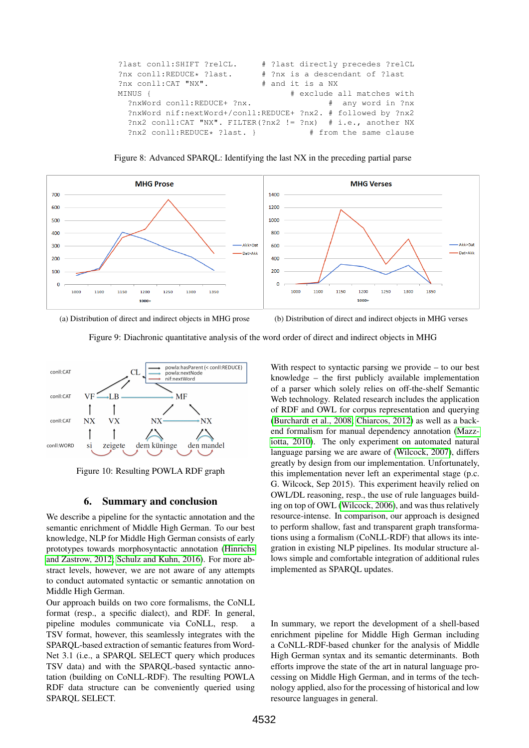```
?last conll:SHIFT ?relCL.        # ?last directly precedes ?relCL
?nx conll:REDUCE* ?last.         # ?nx is a descendant of ?last
?nx conll:CAT "NX".              # and it is a NX
MINUS {                              # exclude all matches with
  ?nxWord conll:REDUCE+ ?nx.               #  any word in ?nx
  ?nxWord nif:nextWord+/conll:REDUCE+ ?nx2. # followed by ?nx2
  ?nx2 conll:CAT "NX". FILTER(?nx2 != ?nx)  # i.e., another NX
  ?nx2 conll:REDUCE* ?last. }            # from the same clause
```

Figure 8: Advanced SPARQL: Identifying the last NX in the preceding partial parse

(a) Distribution of direct and indirect objects in MHG prose

(b) Distribution of direct and indirect objects in MHG verses

Figure 9: Diachronic quantitative analysis of the word order of direct and indirect objects in MHG

Figure 10: Resulting POWLA RDF graph

## 6. Summary and conclusion

We describe a pipeline for the syntactic annotation and the semantic enrichment of Middle High German. To our best knowledge, NLP for Middle High German consists of early prototypes towards morphosyntactic annotation (Hinrichs and Zastrow, 2012; Schulz and Kuhn, 2016). For more abstract levels, however, we are not aware of any attempts to conduct automated syntactic or semantic annotation on Middle High German.

Our approach builds on two core formalisms, the CoNLL format (resp., a specific dialect), and RDF. In general, pipeline modules communicate via CoNLL, resp. a TSV format, however, this seamlessly integrates with the SPARQL-based extraction of semantic features from WordNet 3.1 (i.e., a SPARQL SELECT query which produces TSV data) and with the SPARQL-based syntactic annotation (building on CoNLL-RDF). The resulting POWLA RDF data structure can be conveniently queried using SPARQL SELECT.

With respect to syntactic parsing we provide – to our best knowledge – the first publicly available implementation of a parser which solely relies on off-the-shelf Semantic Web technology. Related research includes the application of RDF and OWL for corpus representation and querying (Burchardt et al., 2008; Chiarcos, 2012) as well as a backend formalism for manual dependency annotation (Mazziotta, 2010). The only experiment on automated natural language parsing we are aware of (Wilcock, 2007), differs greatly by design from our implementation. Unfortunately, this implementation never left an experimental stage (p.c. G. Wilcock, Sep 2015). This experiment heavily relied on OWL/DL reasoning, resp., the use of rule languages building on top of OWL (Wilcock, 2006), and was thus relatively resource-intense. In comparison, our approach is designed to perform shallow, fast and transparent graph transformations using a formalism (CoNLL-RDF) that allows its integration in existing NLP pipelines. Its modular structure allows simple and comfortable integration of additional rules implemented as SPARQL updates.

In summary, we report the development of a shell-based enrichment pipeline for Middle High German including a CoNLL-RDF-based chunker for the analysis of Middle High German syntax and its semantic determinants. Both efforts improve the state of the art in natural language processing on Middle High German, and in terms of the technology applied, also for the processing of historical and low resource languages in general.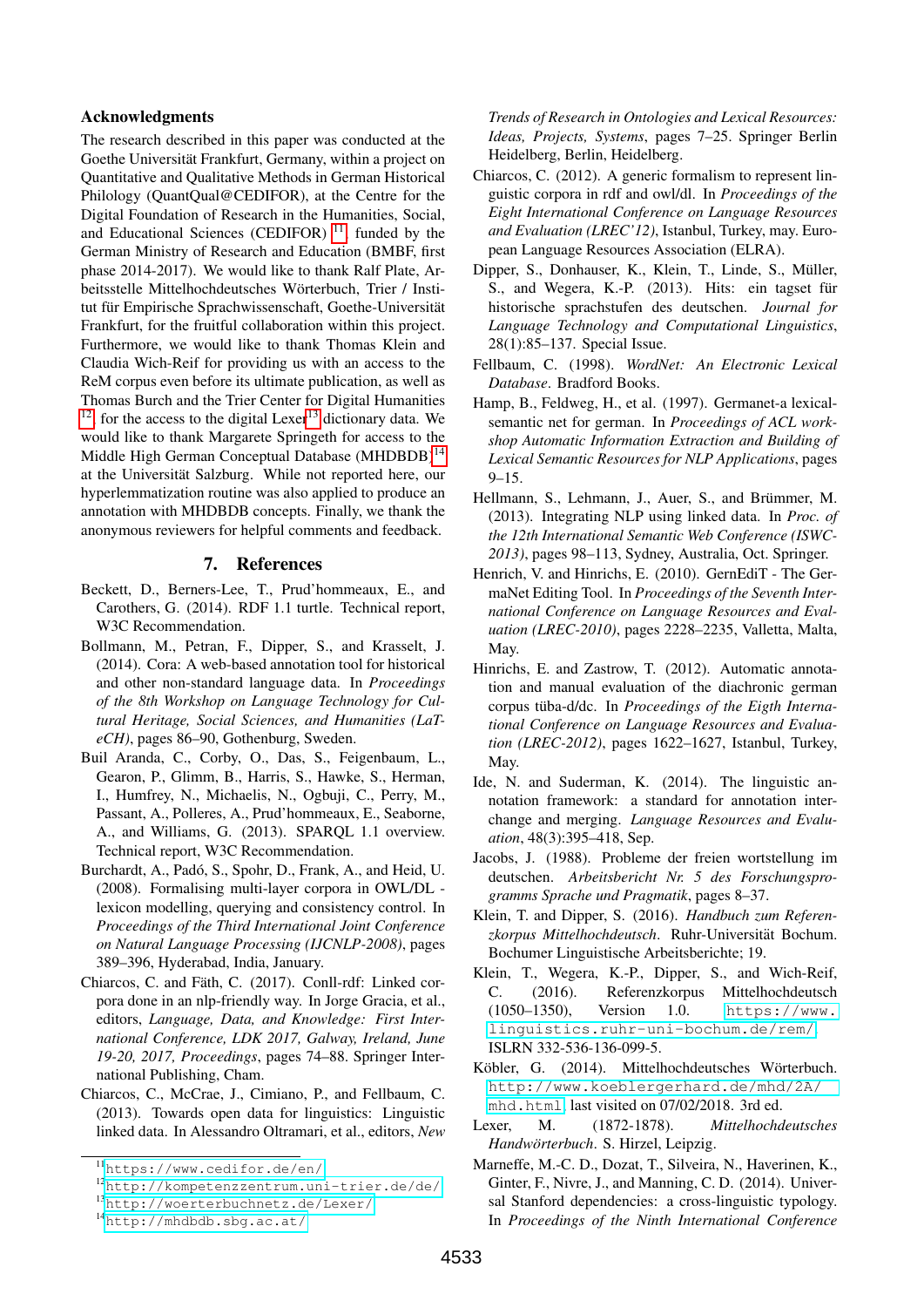### Acknowledgments

The research described in this paper was conducted at the Goethe Universität Frankfurt, Germany, within a project on Quantitative and Qualitative Methods in German Historical Philology (QuantQual@CEDIFOR), at the Centre for the Digital Foundation of Research in the Humanities, Social, and Educational Sciences (CEDIFOR) [11], funded by the German Ministry of Research and Education (BMBF, first phase 2014-2017). We would like to thank Ralf Plate, Arbeitsstelle Mittelhochdeutsches Wörterbuch, Trier / Institut für Empirische Sprachwissenschaft, Goethe-Universität Frankfurt, for the fruitful collaboration within this project. Furthermore, we would like to thank Thomas Klein and Claudia Wich-Reif for providing us with an access to the ReM corpus even before its ultimate publication, as well as Thomas Burch and the Trier Center for Digital Humanities [12] for the access to the digital Lexer[13] dictionary data. We would like to thank Margarete Springeth for access to the Middle High German Conceptual Database (MHDBDB)[14] at the Universität Salzburg. While not reported here, our hyperlemmatization routine was also applied to produce an annotation with MHDBDB concepts. Finally, we thank the anonymous reviewers for helpful comments and feedback.

[11] https://www.cedifor.de/en/

[12] http://kompetenzzentrum.uni-trier.de/de/

[13] http://woerterbuchnetz.de/Lexer/

[14] http://mhdbdb.sbg.ac.at/

## 7. References

Beckett, D., Berners-Lee, T., Prud'hommeaux, E., and Carothers, G. (2014). RDF 1.1 turtle. Technical report, W3C Recommendation.

Bollmann, M., Petran, F., Dipper, S., and Krasselt, J. (2014). Cora: A web-based annotation tool for historical and other non-standard language data. In *Proceedings of the 8th Workshop on Language Technology for Cultural Heritage, Social Sciences, and Humanities (LaTeCH)*, pages 86–90, Gothenburg, Sweden.

Buil Aranda, C., Corby, O., Das, S., Feigenbaum, L., Gearon, P., Glimm, B., Harris, S., Hawke, S., Herman, I., Humfrey, N., Michaelis, N., Ogbuji, C., Perry, M., Passant, A., Polleres, A., Prud'hommeaux, E., Seaborne, A., and Williams, G. (2013). SPARQL 1.1 overview. Technical report, W3C Recommendation.

Burchardt, A., Padó, S., Spohr, D., Frank, A., and Heid, U. (2008). Formalising multi-layer corpora in OWL/DL - lexicon modelling, querying and consistency control. In *Proceedings of the Third International Joint Conference on Natural Language Processing (IJCNLP-2008)*, pages 389–396, Hyderabad, India, January.

Chiarcos, C. and Fäth, C. (2017). Conll-rdf: Linked corpora done in an nlp-friendly way. In Jorge Gracia, et al., editors, *Language, Data, and Knowledge: First International Conference, LDK 2017, Galway, Ireland, June 19-20, 2017, Proceedings*, pages 74–88. Springer International Publishing, Cham.

Chiarcos, C., McCrae, J., Cimiano, P., and Fellbaum, C. (2013). Towards open data for linguistics: Linguistic linked data. In Alessandro Oltramari, et al., editors, *New Trends of Research in Ontologies and Lexical Resources: Ideas, Projects, Systems*, pages 7–25. Springer Berlin Heidelberg, Berlin, Heidelberg.

Chiarcos, C. (2012). A generic formalism to represent linguistic corpora in rdf and owl/dl. In *Proceedings of the Eight International Conference on Language Resources and Evaluation (LREC'12)*, Istanbul, Turkey, may. European Language Resources Association (ELRA).

Dipper, S., Donhauser, K., Klein, T., Linde, S., Müller, S., and Wegera, K.-P. (2013). Hits: ein tagset für historische sprachstufen des deutschen. *Journal for Language Technology and Computational Linguistics*, 28(1):85–137. Special Issue.

Fellbaum, C. (1998). *WordNet: An Electronic Lexical Database*. Bradford Books.

Hamp, B., Feldweg, H., et al. (1997). Germanet-a lexical-semantic net for german. In *Proceedings of ACL workshop Automatic Information Extraction and Building of Lexical Semantic Resources for NLP Applications*, pages 9–15.

Hellmann, S., Lehmann, J., Auer, S., and Brümmer, M. (2013). Integrating NLP using linked data. In *Proc. of the 12th International Semantic Web Conference (ISWC-2013)*, pages 98–113, Sydney, Australia, Oct. Springer.

Henrich, V. and Hinrichs, E. (2010). GernEdiT - The GermaNet Editing Tool. In *Proceedings of the Seventh International Conference on Language Resources and Evaluation (LREC-2010)*, pages 2228–2235, Valletta, Malta, May.

Hinrichs, E. and Zastrow, T. (2012). Automatic annotation and manual evaluation of the diachronic german corpus tüba-d/dc. In *Proceedings of the Eigth International Conference on Language Resources and Evaluation (LREC-2012)*, pages 1622–1627, Istanbul, Turkey, May.

Ide, N. and Suderman, K. (2014). The linguistic annotation framework: a standard for annotation interchange and merging. *Language Resources and Evaluation*, 48(3):395–418, Sep.

Jacobs, J. (1988). Probleme der freien wortstellung im deutschen. *Arbeitsbericht Nr. 5 des Forschungsprogramms Sprache und Pragmatik*, pages 8–37.

Klein, T. and Dipper, S. (2016). *Handbuch zum Referenzkorpus Mittelhochdeutsch*. Ruhr-Universität Bochum. Bochumer Linguistische Arbeitsberichte; 19.

Klein, T., Wegera, K.-P., Dipper, S., and Wich-Reif, C. (2016). Referenzkorpus Mittelhochdeutsch (1050–1350), Version 1.0. https://www.linguistics.ruhr-uni-bochum.de/rem/. ISLRN 332-536-136-099-5.

Köbler, G. (2014). Mittelhochdeutsches Wörterbuch. http://www.koeblergerhard.de/mhd/2A/mhd.html last visited on 07/02/2018. 3rd ed.

Lexer, M. (1872-1878). *Mittelhochdeutsches Handwörterbuch*. S. Hirzel, Leipzig.

Marneffe, M.-C. D., Dozat, T., Silveira, N., Haverinen, K., Ginter, F., Nivre, J., and Manning, C. D. (2014). Universal Stanford dependencies: a cross-linguistic typology. In *Proceedings of the Ninth International Conference*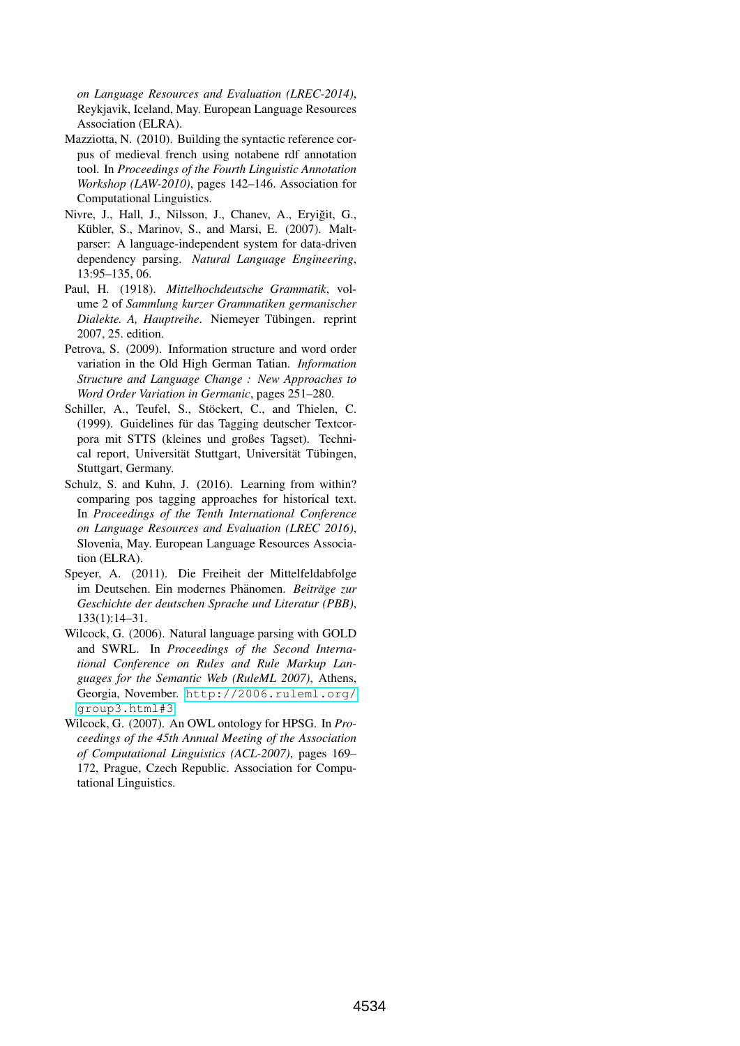*on Language Resources and Evaluation (LREC-2014)*, Reykjavik, Iceland, May. European Language Resources Association (ELRA).

Mazziotta, N. (2010). Building the syntactic reference corpus of medieval french using notabene rdf annotation tool. In *Proceedings of the Fourth Linguistic Annotation Workshop (LAW-2010)*, pages 142–146. Association for Computational Linguistics.

Nivre, J., Hall, J., Nilsson, J., Chanev, A., Eryiğit, G., Kübler, S., Marinov, S., and Marsi, E. (2007). Maltparser: A language-independent system for data-driven dependency parsing. *Natural Language Engineering*, 13:95–135, 06.

Paul, H. (1918). *Mittelhochdeutsche Grammatik*, volume 2 of *Sammlung kurzer Grammatiken germanischer Dialekte. A, Hauptreihe*. Niemeyer Tübingen. reprint 2007, 25. edition.

Petrova, S. (2009). Information structure and word order variation in the Old High German Tatian. *Information Structure and Language Change : New Approaches to Word Order Variation in Germanic*, pages 251–280.

Schiller, A., Teufel, S., Stöckert, C., and Thielen, C. (1999). Guidelines für das Tagging deutscher Textcorpora mit STTS (kleines und großes Tagset). Technical report, Universität Stuttgart, Universität Tübingen, Stuttgart, Germany.

Schulz, S. and Kuhn, J. (2016). Learning from within? comparing pos tagging approaches for historical text. In *Proceedings of the Tenth International Conference on Language Resources and Evaluation (LREC 2016)*, Slovenia, May. European Language Resources Association (ELRA).

Speyer, A. (2011). Die Freiheit der Mittelfeldabfolge im Deutschen. Ein modernes Phänomen. *Beiträge zur Geschichte der deutschen Sprache und Literatur (PBB)*, 133(1):14–31.

Wilcock, G. (2006). Natural language parsing with GOLD and SWRL. In *Proceedings of the Second International Conference on Rules and Rule Markup Languages for the Semantic Web (RuleML 2007)*, Athens, Georgia, November. http://2006.ruleml.org/group3.html#3.

Wilcock, G. (2007). An OWL ontology for HPSG. In *Proceedings of the 45th Annual Meeting of the Association of Computational Linguistics (ACL-2007)*, pages 169–172, Prague, Czech Republic. Association for Computational Linguistics.